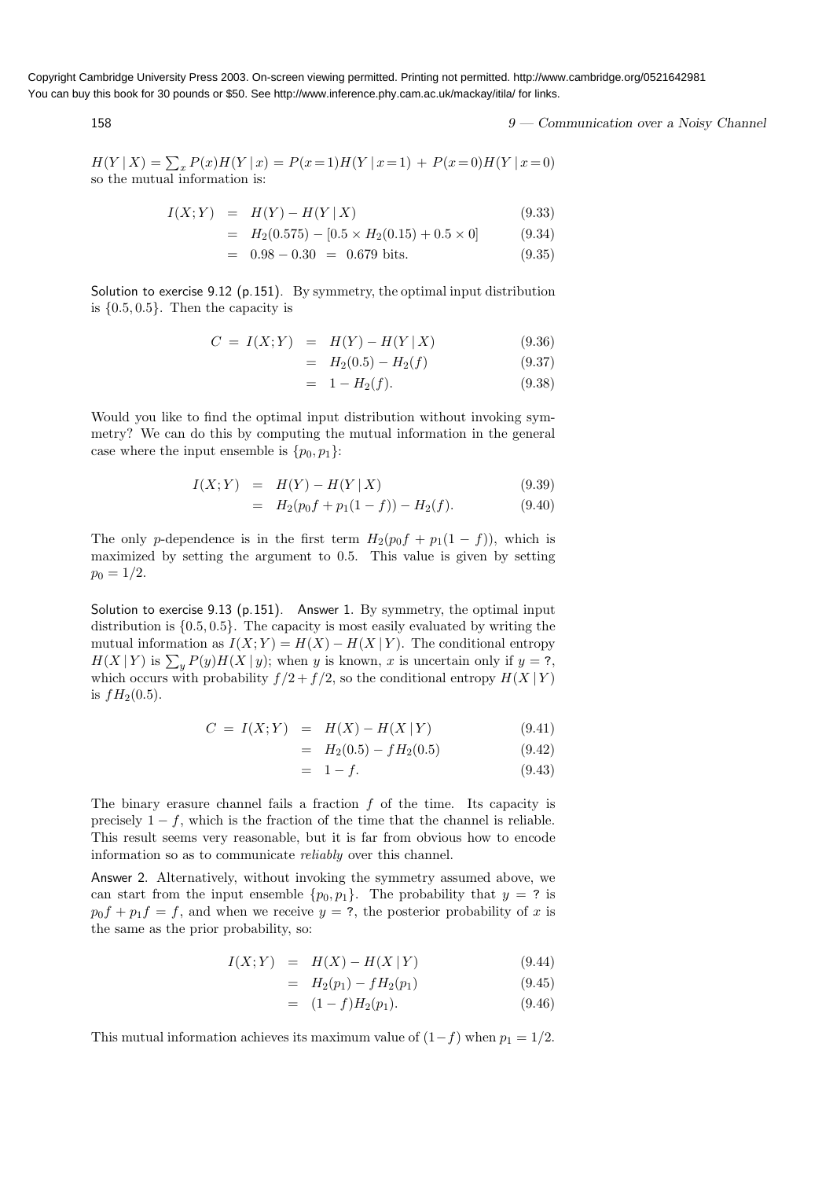$H(Y \mid X) = \sum_x P(x) H(Y \mid x) = P(x\!=\!1) H(Y \mid x\!=\!1) \,+\, P(x\!=\!0) H(Y \mid x\!=\!0)$ so the mutual information is:

$$
\begin{aligned}
I(X;Y) &= H(Y) - H(Y \mid X) && (9.33)\\
&= H_2(0.575) - [0.5 \times H_2(0.15) + 0.5 \times 0] && (9.34)\\
&= 0.98 - 0.30 \;=\; 0.679 \text{ bits.} && (9.35)
\end{aligned}
$$

Solution to exercise 9.12 (p.151). By symmetry, the optimal input distribution is $\{0.5, 0.5\}$. Then the capacity is

$$
\begin{aligned}
C \;=\; I(X;Y) &= H(Y) - H(Y \mid X) && (9.36)\\
&= H_2(0.5) - H_2(f) && (9.37)\\
&= 1 - H_2(f). && (9.38)
\end{aligned}
$$

Would you like to find the optimal input distribution without invoking symmetry? We can do this by computing the mutual information in the general case where the input ensemble is $\{p_0, p_1\}$:

$$
\begin{aligned}
I(X;Y) &= H(Y) - H(Y \mid X) && (9.39)\\
&= H_2(p_0 f + p_1(1-f)) - H_2(f). && (9.40)
\end{aligned}
$$

The only $p$-dependence is in the first term $H_2(p_0 f + p_1(1-f))$, which is maximized by setting the argument to 0.5. This value is given by setting $p_0 = 1/2$.

Solution to exercise 9.13 (p.151). Answer 1. By symmetry, the optimal input distribution is $\{0.5, 0.5\}$. The capacity is most easily evaluated by writing the mutual information as $I(X;Y) = H(X) - H(X \mid Y)$. The conditional entropy $H(X \mid Y)$ is $\sum_y P(y) H(X \mid y)$; when $y$ is known, $x$ is uncertain only if $y = ?$, which occurs with probability $f/2 + f/2$, so the conditional entropy $H(X \mid Y)$ is $f H_2(0.5)$.

$$
\begin{aligned}
C \;=\; I(X;Y) &= H(X) - H(X \mid Y) && (9.41)\\
&= H_2(0.5) - f H_2(0.5) && (9.42)\\
&= 1 - f. && (9.43)
\end{aligned}
$$

The binary erasure channel fails a fraction $f$ of the time. Its capacity is precisely $1 - f$, which is the fraction of the time that the channel is reliable. This result seems very reasonable, but it is far from obvious how to encode information so as to communicate *reliably* over this channel.

Answer 2. Alternatively, without invoking the symmetry assumed above, we can start from the input ensemble $\{p_0, p_1\}$. The probability that $y = ?$ is $p_0 f + p_1 f = f$, and when we receive $y = ?$, the posterior probability of $x$ is the same as the prior probability, so:

$$
\begin{aligned}
I(X;Y) &= H(X) - H(X \mid Y) && (9.44)\\
&= H_2(p_1) - f H_2(p_1) && (9.45)\\
&= (1-f) H_2(p_1). && (9.46)
\end{aligned}
$$

This mutual information achieves its maximum value of $(1-f)$ when $p_1 = 1/2$.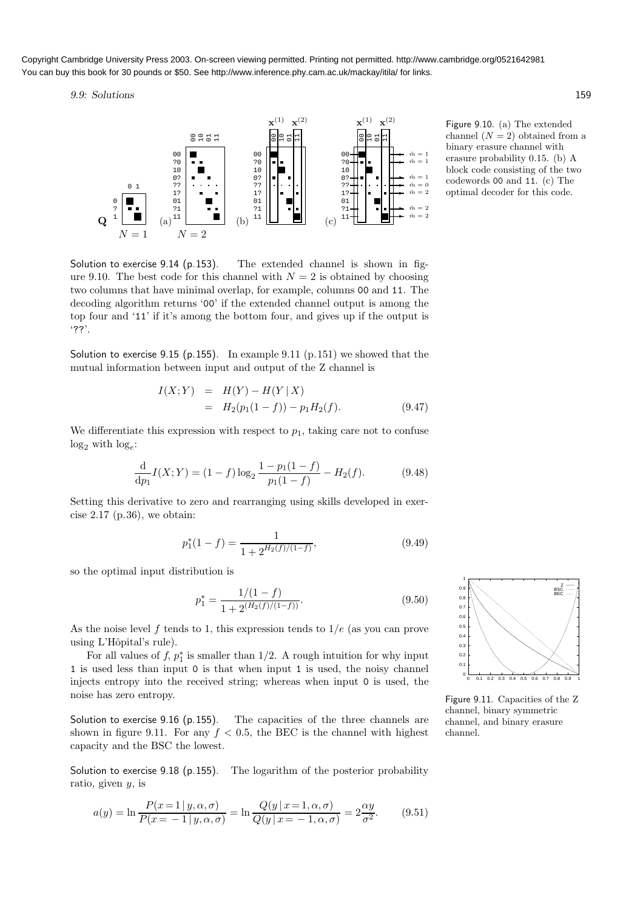Figure 9.10. (a) The extended channel ($N = 2$) obtained from a binary erasure channel with erasure probability 0.15. (b) A block code consisting of the two codewords 00 and 11. (c) The optimal decoder for this code.

Solution to exercise 9.14 (p.153). The extended channel is shown in figure 9.10. The best code for this channel with $N = 2$ is obtained by choosing two columns that have minimal overlap, for example, columns 00 and 11. The decoding algorithm returns '00' if the extended channel output is among the top four and '11' if it's among the bottom four, and gives up if the output is '??'.

Solution to exercise 9.15 (p.155). In example 9.11 (p.151) we showed that the mutual information between input and output of the Z channel is

$$\begin{aligned} I(X;Y) &= H(Y) - H(Y \mid X) \\ &= H_2(p_1(1-f)) - p_1 H_2(f). \end{aligned} \tag{9.47}$$

We differentiate this expression with respect to $p_1$, taking care not to confuse $\log_2$ with $\log_e$:

$$\frac{\mathrm{d}}{\mathrm{d}p_1} I(X;Y) = (1-f) \log_2 \frac{1 - p_1(1-f)}{p_1(1-f)} - H_2(f). \tag{9.48}$$

Setting this derivative to zero and rearranging using skills developed in exercise 2.17 (p.36), we obtain:

$$p_1^*(1-f) = \frac{1}{1 + 2^{H_2(f)/(1-f)}}, \tag{9.49}$$

so the optimal input distribution is

$$p_1^* = \frac{1/(1-f)}{1 + 2^{(H_2(f)/(1-f))}}. \tag{9.50}$$

As the noise level $f$ tends to 1, this expression tends to $1/e$ (as you can prove using L'Hôpital's rule).

For all values of $f$, $p_1^*$ is smaller than 1/2. A rough intuition for why input 1 is used less than input 0 is that when input 1 is used, the noisy channel injects entropy into the received string; whereas when input 0 is used, the noise has zero entropy.

Figure 9.11. Capacities of the Z channel, binary symmetric channel, and binary erasure channel.

Solution to exercise 9.16 (p.155). The capacities of the three channels are shown in figure 9.11. For any $f < 0.5$, the BEC is the channel with highest capacity and the BSC the lowest.

Solution to exercise 9.18 (p.155). The logarithm of the posterior probability ratio, given $y$, is

$$a(y) = \ln \frac{P(x=1 \mid y, \alpha, \sigma)}{P(x=-1 \mid y, \alpha, \sigma)} = \ln \frac{Q(y \mid x=1, \alpha, \sigma)}{Q(y \mid x=-1, \alpha, \sigma)} = 2\frac{\alpha y}{\sigma^2}. \tag{9.51}$$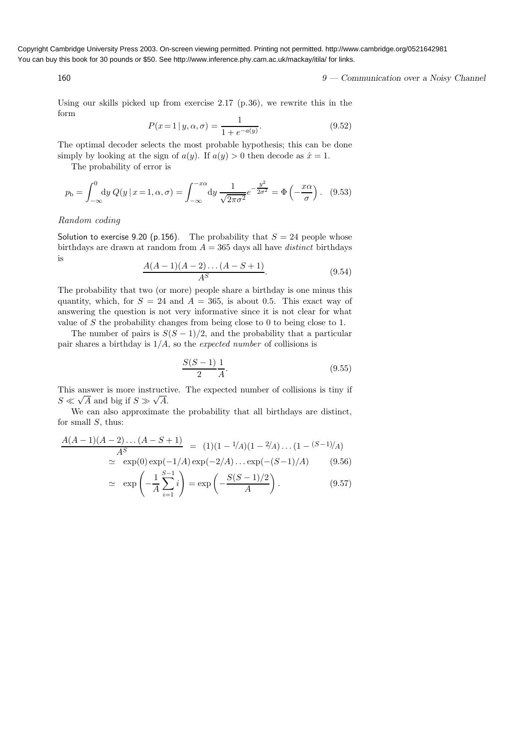Using our skills picked up from exercise 2.17 (p.36), we rewrite this in the form

$$P(x=1 \mid y, \alpha, \sigma) = \frac{1}{1 + e^{-a(y)}}. \tag{9.52}$$

The optimal decoder selects the most probable hypothesis; this can be done simply by looking at the sign of $a(y)$. If $a(y) > 0$ then decode as $\hat{x} = 1$.

The probability of error is

$$p_{\mathrm{b}} = \int_{-\infty}^{0} \mathrm{d}y \, Q(y \mid x=1, \alpha, \sigma) = \int_{-\infty}^{-x\alpha} \mathrm{d}y \, \frac{1}{\sqrt{2\pi\sigma^2}} e^{-\frac{y^2}{2\sigma^2}} = \Phi\left(-\frac{x\alpha}{\sigma}\right). \tag{9.53}$$

*Random coding*

Solution to exercise 9.20 (p.156). The probability that $S = 24$ people whose birthdays are drawn at random from $A = 365$ days all have *distinct* birthdays is

$$\frac{A(A-1)(A-2)\ldots(A-S+1)}{A^S}. \tag{9.54}$$

The probability that two (or more) people share a birthday is one minus this quantity, which, for $S = 24$ and $A = 365$, is about 0.5. This exact way of answering the question is not very informative since it is not clear for what value of $S$ the probability changes from being close to 0 to being close to 1.

The number of pairs is $S(S-1)/2$, and the probability that a particular pair shares a birthday is $1/A$, so the *expected number* of collisions is

$$\frac{S(S-1)}{2}\frac{1}{A}. \tag{9.55}$$

This answer is more instructive. The expected number of collisions is tiny if $S \ll \sqrt{A}$ and big if $S \gg \sqrt{A}$.

We can also approximate the probability that all birthdays are distinct, for small $S$, thus:

$$\begin{aligned}
\frac{A(A-1)(A-2)\ldots(A-S+1)}{A^S} &= (1)(1 - {}^{1}\!/\!{}_{A})(1 - {}^{2}\!/\!{}_{A})\ldots(1 - {}^{(S-1)}\!/\!{}_{A}) \\
&\simeq \exp(0)\exp(-1/A)\exp(-2/A)\ldots\exp(-(S-1)/A) \qquad (9.56) \\
&\simeq \exp\left(-\frac{1}{A}\sum_{i=1}^{S-1} i\right) = \exp\left(-\frac{S(S-1)/2}{A}\right). \qquad (9.57)
\end{aligned}$$